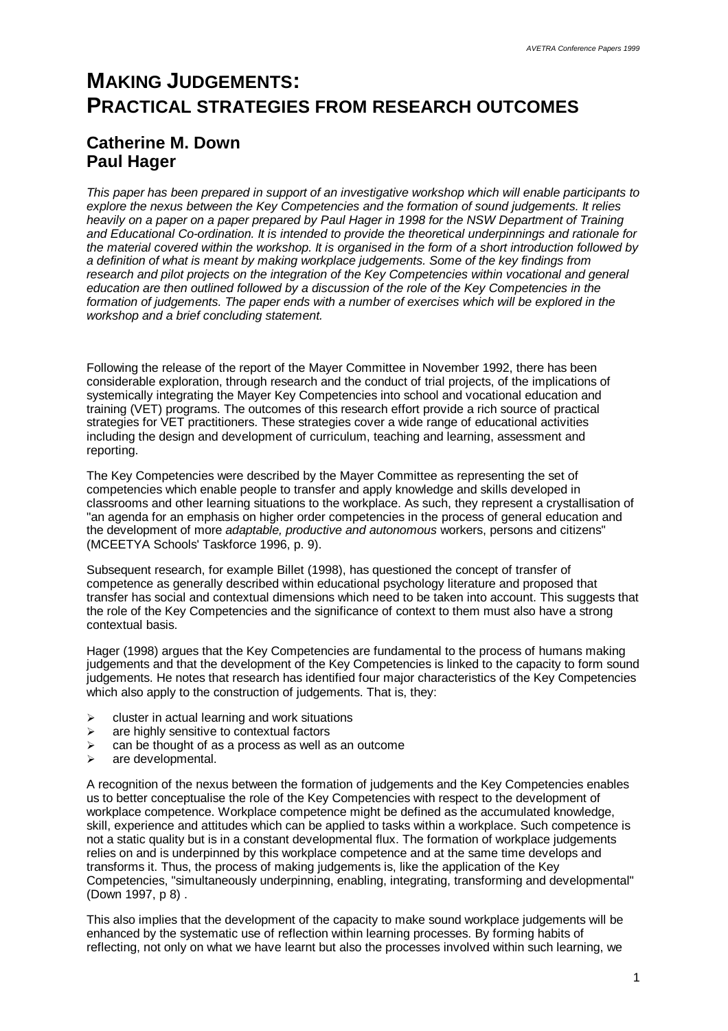# MAKING JUDGEMENTS: PRACTICAL STRATEGIES FROM RESEARCH OUTCOMES

## Catherine M. Down
## Paul Hager

*This paper has been prepared in support of an investigative workshop which will enable participants to explore the nexus between the Key Competencies and the formation of sound judgements. It relies heavily on a paper on a paper prepared by Paul Hager in 1998 for the NSW Department of Training and Educational Co-ordination. It is intended to provide the theoretical underpinnings and rationale for the material covered within the workshop. It is organised in the form of a short introduction followed by a definition of what is meant by making workplace judgements. Some of the key findings from research and pilot projects on the integration of the Key Competencies within vocational and general education are then outlined followed by a discussion of the role of the Key Competencies in the formation of judgements. The paper ends with a number of exercises which will be explored in the workshop and a brief concluding statement.*

Following the release of the report of the Mayer Committee in November 1992, there has been considerable exploration, through research and the conduct of trial projects, of the implications of systemically integrating the Mayer Key Competencies into school and vocational education and training (VET) programs. The outcomes of this research effort provide a rich source of practical strategies for VET practitioners. These strategies cover a wide range of educational activities including the design and development of curriculum, teaching and learning, assessment and reporting.

The Key Competencies were described by the Mayer Committee as representing the set of competencies which enable people to transfer and apply knowledge and skills developed in classrooms and other learning situations to the workplace. As such, they represent a crystallisation of "an agenda for an emphasis on higher order competencies in the process of general education and the development of more *adaptable, productive and autonomous* workers, persons and citizens" (MCEETYA Schools' Taskforce 1996, p. 9).

Subsequent research, for example Billet (1998), has questioned the concept of transfer of competence as generally described within educational psychology literature and proposed that transfer has social and contextual dimensions which need to be taken into account. This suggests that the role of the Key Competencies and the significance of context to them must also have a strong contextual basis.

Hager (1998) argues that the Key Competencies are fundamental to the process of humans making judgements and that the development of the Key Competencies is linked to the capacity to form sound judgements. He notes that research has identified four major characteristics of the Key Competencies which also apply to the construction of judgements. That is, they:

- cluster in actual learning and work situations
- are highly sensitive to contextual factors
- can be thought of as a process as well as an outcome
- are developmental.

A recognition of the nexus between the formation of judgements and the Key Competencies enables us to better conceptualise the role of the Key Competencies with respect to the development of workplace competence. Workplace competence might be defined as the accumulated knowledge, skill, experience and attitudes which can be applied to tasks within a workplace. Such competence is not a static quality but is in a constant developmental flux. The formation of workplace judgements relies on and is underpinned by this workplace competence and at the same time develops and transforms it. Thus, the process of making judgements is, like the application of the Key Competencies, "simultaneously underpinning, enabling, integrating, transforming and developmental" (Down 1997, p 8) .

This also implies that the development of the capacity to make sound workplace judgements will be enhanced by the systematic use of reflection within learning processes. By forming habits of reflecting, not only on what we have learnt but also the processes involved within such learning, we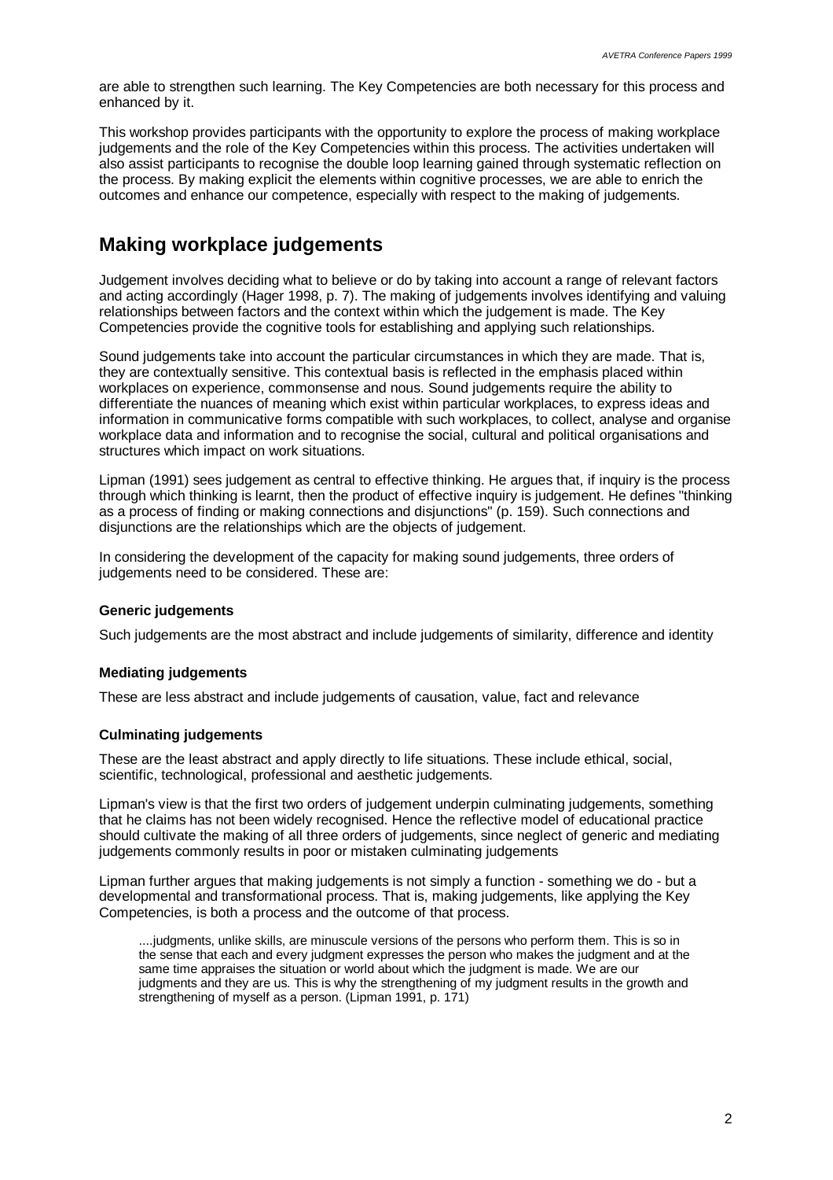are able to strengthen such learning. The Key Competencies are both necessary for this process and enhanced by it.

This workshop provides participants with the opportunity to explore the process of making workplace judgements and the role of the Key Competencies within this process. The activities undertaken will also assist participants to recognise the double loop learning gained through systematic reflection on the process. By making explicit the elements within cognitive processes, we are able to enrich the outcomes and enhance our competence, especially with respect to the making of judgements.

## Making workplace judgements

Judgement involves deciding what to believe or do by taking into account a range of relevant factors and acting accordingly (Hager 1998, p. 7). The making of judgements involves identifying and valuing relationships between factors and the context within which the judgement is made. The Key Competencies provide the cognitive tools for establishing and applying such relationships.

Sound judgements take into account the particular circumstances in which they are made. That is, they are contextually sensitive. This contextual basis is reflected in the emphasis placed within workplaces on experience, commonsense and nous. Sound judgements require the ability to differentiate the nuances of meaning which exist within particular workplaces, to express ideas and information in communicative forms compatible with such workplaces, to collect, analyse and organise workplace data and information and to recognise the social, cultural and political organisations and structures which impact on work situations.

Lipman (1991) sees judgement as central to effective thinking. He argues that, if inquiry is the process through which thinking is learnt, then the product of effective inquiry is judgement. He defines "thinking as a process of finding or making connections and disjunctions" (p. 159). Such connections and disjunctions are the relationships which are the objects of judgement.

In considering the development of the capacity for making sound judgements, three orders of judgements need to be considered. These are:

#### Generic judgements

Such judgements are the most abstract and include judgements of similarity, difference and identity

#### Mediating judgements

These are less abstract and include judgements of causation, value, fact and relevance

#### Culminating judgements

These are the least abstract and apply directly to life situations. These include ethical, social, scientific, technological, professional and aesthetic judgements.

Lipman's view is that the first two orders of judgement underpin culminating judgements, something that he claims has not been widely recognised. Hence the reflective model of educational practice should cultivate the making of all three orders of judgements, since neglect of generic and mediating judgements commonly results in poor or mistaken culminating judgements

Lipman further argues that making judgements is not simply a function - something we do - but a developmental and transformational process. That is, making judgements, like applying the Key Competencies, is both a process and the outcome of that process.

> ....judgments, unlike skills, are minuscule versions of the persons who perform them. This is so in the sense that each and every judgment expresses the person who makes the judgment and at the same time appraises the situation or world about which the judgment is made. We are our judgments and they are us. This is why the strengthening of my judgment results in the growth and strengthening of myself as a person. (Lipman 1991, p. 171)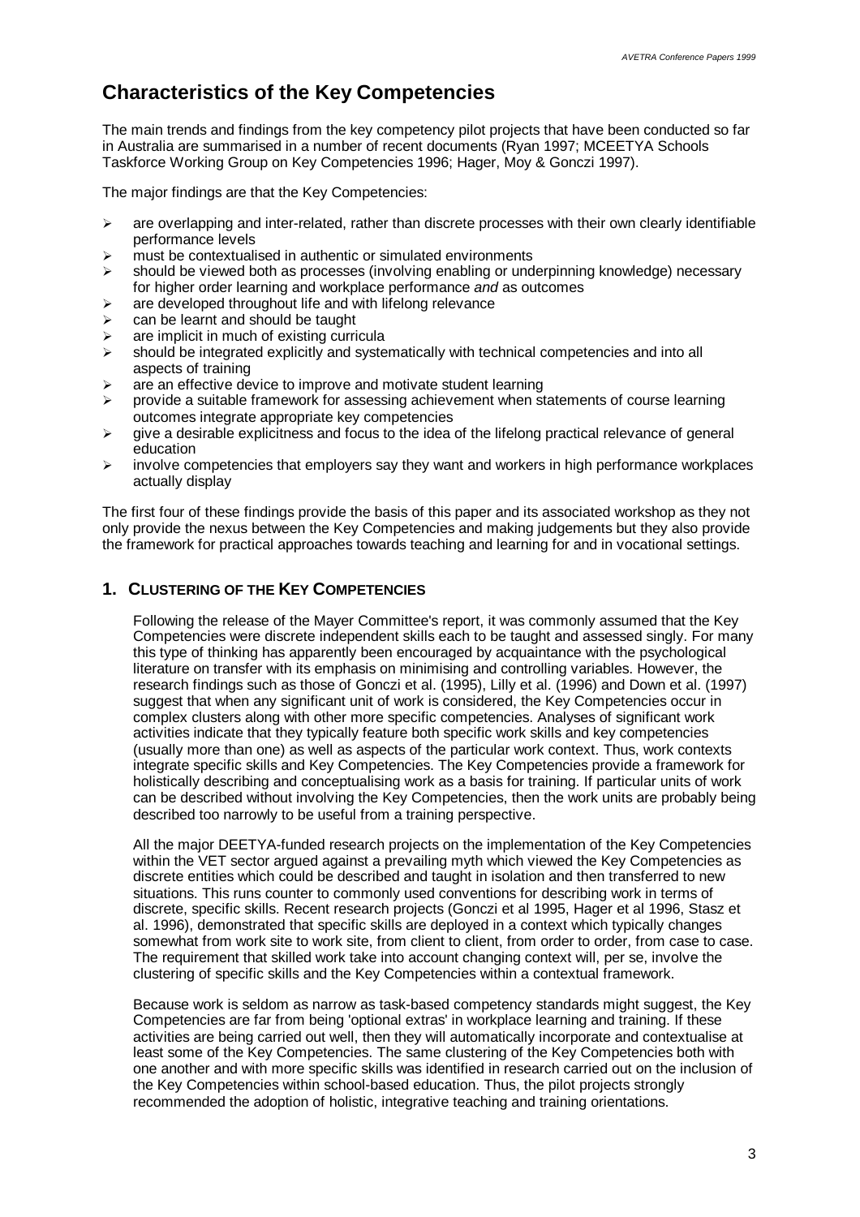## Characteristics of the Key Competencies

The main trends and findings from the key competency pilot projects that have been conducted so far in Australia are summarised in a number of recent documents (Ryan 1997; MCEETYA Schools Taskforce Working Group on Key Competencies 1996; Hager, Moy & Gonczi 1997).

The major findings are that the Key Competencies:

- are overlapping and inter-related, rather than discrete processes with their own clearly identifiable performance levels
- must be contextualised in authentic or simulated environments
- should be viewed both as processes (involving enabling or underpinning knowledge) necessary for higher order learning and workplace performance *and* as outcomes
- are developed throughout life and with lifelong relevance
- can be learnt and should be taught
- are implicit in much of existing curricula
- should be integrated explicitly and systematically with technical competencies and into all aspects of training
- are an effective device to improve and motivate student learning
- provide a suitable framework for assessing achievement when statements of course learning outcomes integrate appropriate key competencies
- give a desirable explicitness and focus to the idea of the lifelong practical relevance of general education
- involve competencies that employers say they want and workers in high performance workplaces actually display

The first four of these findings provide the basis of this paper and its associated workshop as they not only provide the nexus between the Key Competencies and making judgements but they also provide the framework for practical approaches towards teaching and learning for and in vocational settings.

### 1. Clustering of the Key Competencies

Following the release of the Mayer Committee's report, it was commonly assumed that the Key Competencies were discrete independent skills each to be taught and assessed singly. For many this type of thinking has apparently been encouraged by acquaintance with the psychological literature on transfer with its emphasis on minimising and controlling variables. However, the research findings such as those of Gonczi et al. (1995), Lilly et al. (1996) and Down et al. (1997) suggest that when any significant unit of work is considered, the Key Competencies occur in complex clusters along with other more specific competencies. Analyses of significant work activities indicate that they typically feature both specific work skills and key competencies (usually more than one) as well as aspects of the particular work context. Thus, work contexts integrate specific skills and Key Competencies. The Key Competencies provide a framework for holistically describing and conceptualising work as a basis for training. If particular units of work can be described without involving the Key Competencies, then the work units are probably being described too narrowly to be useful from a training perspective.

All the major DEETYA-funded research projects on the implementation of the Key Competencies within the VET sector argued against a prevailing myth which viewed the Key Competencies as discrete entities which could be described and taught in isolation and then transferred to new situations. This runs counter to commonly used conventions for describing work in terms of discrete, specific skills. Recent research projects (Gonczi et al 1995, Hager et al 1996, Stasz et al. 1996), demonstrated that specific skills are deployed in a context which typically changes somewhat from work site to work site, from client to client, from order to order, from case to case. The requirement that skilled work take into account changing context will, per se, involve the clustering of specific skills and the Key Competencies within a contextual framework.

Because work is seldom as narrow as task-based competency standards might suggest, the Key Competencies are far from being 'optional extras' in workplace learning and training. If these activities are being carried out well, then they will automatically incorporate and contextualise at least some of the Key Competencies. The same clustering of the Key Competencies both with one another and with more specific skills was identified in research carried out on the inclusion of the Key Competencies within school-based education. Thus, the pilot projects strongly recommended the adoption of holistic, integrative teaching and training orientations.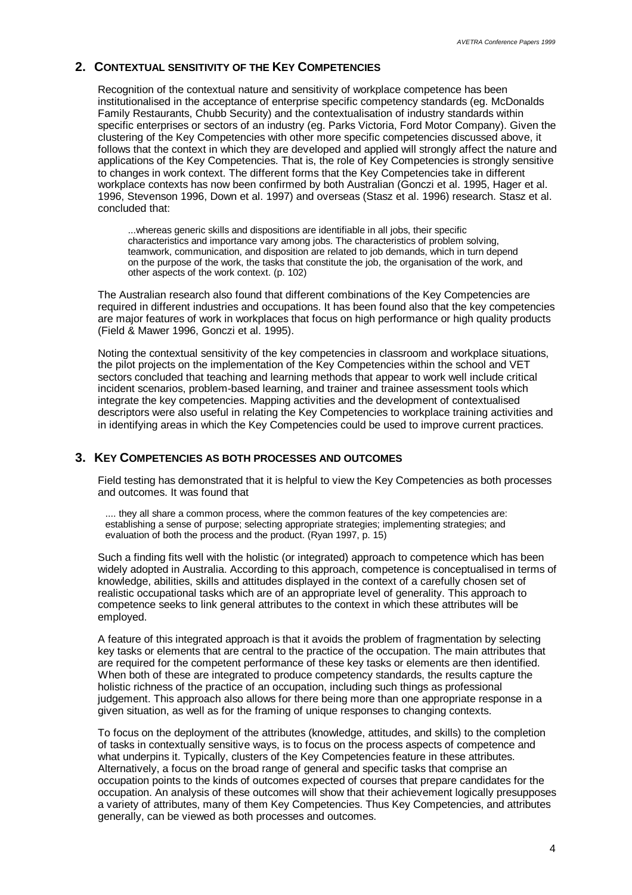## 2. CONTEXTUAL SENSITIVITY OF THE KEY COMPETENCIES

Recognition of the contextual nature and sensitivity of workplace competence has been institutionalised in the acceptance of enterprise specific competency standards (eg. McDonalds Family Restaurants, Chubb Security) and the contextualisation of industry standards within specific enterprises or sectors of an industry (eg. Parks Victoria, Ford Motor Company). Given the clustering of the Key Competencies with other more specific competencies discussed above, it follows that the context in which they are developed and applied will strongly affect the nature and applications of the Key Competencies. That is, the role of Key Competencies is strongly sensitive to changes in work context. The different forms that the Key Competencies take in different workplace contexts has now been confirmed by both Australian (Gonczi et al. 1995, Hager et al. 1996, Stevenson 1996, Down et al. 1997) and overseas (Stasz et al. 1996) research. Stasz et al. concluded that:

> ...whereas generic skills and dispositions are identifiable in all jobs, their specific characteristics and importance vary among jobs. The characteristics of problem solving, teamwork, communication, and disposition are related to job demands, which in turn depend on the purpose of the work, the tasks that constitute the job, the organisation of the work, and other aspects of the work context. (p. 102)

The Australian research also found that different combinations of the Key Competencies are required in different industries and occupations. It has been found also that the key competencies are major features of work in workplaces that focus on high performance or high quality products (Field & Mawer 1996, Gonczi et al. 1995).

Noting the contextual sensitivity of the key competencies in classroom and workplace situations, the pilot projects on the implementation of the Key Competencies within the school and VET sectors concluded that teaching and learning methods that appear to work well include critical incident scenarios, problem-based learning, and trainer and trainee assessment tools which integrate the key competencies. Mapping activities and the development of contextualised descriptors were also useful in relating the Key Competencies to workplace training activities and in identifying areas in which the Key Competencies could be used to improve current practices.

## 3. KEY COMPETENCIES AS BOTH PROCESSES AND OUTCOMES

Field testing has demonstrated that it is helpful to view the Key Competencies as both processes and outcomes. It was found that

> .... they all share a common process, where the common features of the key competencies are: establishing a sense of purpose; selecting appropriate strategies; implementing strategies; and evaluation of both the process and the product. (Ryan 1997, p. 15)

Such a finding fits well with the holistic (or integrated) approach to competence which has been widely adopted in Australia. According to this approach, competence is conceptualised in terms of knowledge, abilities, skills and attitudes displayed in the context of a carefully chosen set of realistic occupational tasks which are of an appropriate level of generality. This approach to competence seeks to link general attributes to the context in which these attributes will be employed.

A feature of this integrated approach is that it avoids the problem of fragmentation by selecting key tasks or elements that are central to the practice of the occupation. The main attributes that are required for the competent performance of these key tasks or elements are then identified. When both of these are integrated to produce competency standards, the results capture the holistic richness of the practice of an occupation, including such things as professional judgement. This approach also allows for there being more than one appropriate response in a given situation, as well as for the framing of unique responses to changing contexts.

To focus on the deployment of the attributes (knowledge, attitudes, and skills) to the completion of tasks in contextually sensitive ways, is to focus on the process aspects of competence and what underpins it. Typically, clusters of the Key Competencies feature in these attributes. Alternatively, a focus on the broad range of general and specific tasks that comprise an occupation points to the kinds of outcomes expected of courses that prepare candidates for the occupation. An analysis of these outcomes will show that their achievement logically presupposes a variety of attributes, many of them Key Competencies. Thus Key Competencies, and attributes generally, can be viewed as both processes and outcomes.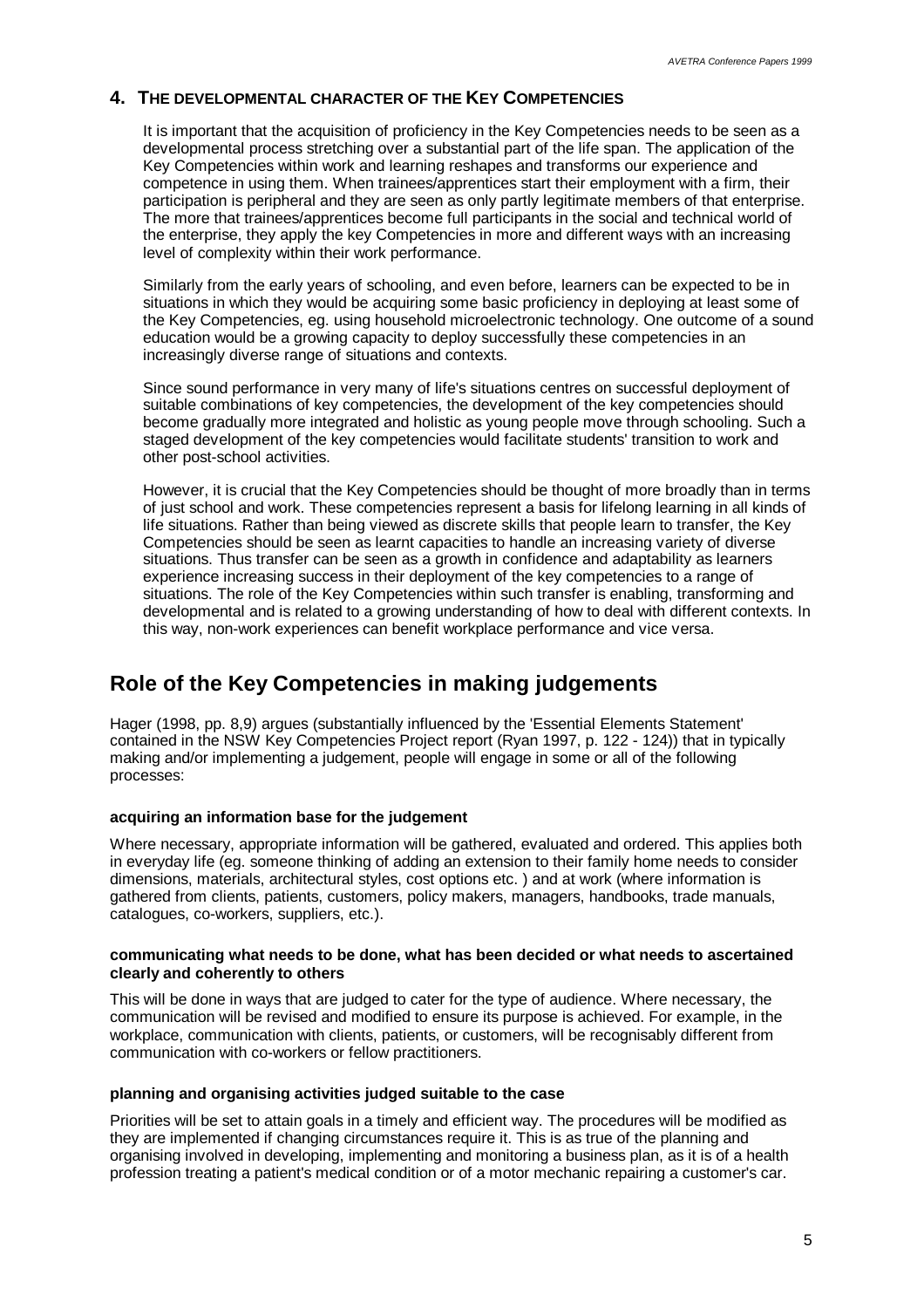## 4. THE DEVELOPMENTAL CHARACTER OF THE KEY COMPETENCIES

It is important that the acquisition of proficiency in the Key Competencies needs to be seen as a developmental process stretching over a substantial part of the life span. The application of the Key Competencies within work and learning reshapes and transforms our experience and competence in using them. When trainees/apprentices start their employment with a firm, their participation is peripheral and they are seen as only partly legitimate members of that enterprise. The more that trainees/apprentices become full participants in the social and technical world of the enterprise, they apply the key Competencies in more and different ways with an increasing level of complexity within their work performance.

Similarly from the early years of schooling, and even before, learners can be expected to be in situations in which they would be acquiring some basic proficiency in deploying at least some of the Key Competencies, eg. using household microelectronic technology. One outcome of a sound education would be a growing capacity to deploy successfully these competencies in an increasingly diverse range of situations and contexts.

Since sound performance in very many of life's situations centres on successful deployment of suitable combinations of key competencies, the development of the key competencies should become gradually more integrated and holistic as young people move through schooling. Such a staged development of the key competencies would facilitate students' transition to work and other post-school activities.

However, it is crucial that the Key Competencies should be thought of more broadly than in terms of just school and work. These competencies represent a basis for lifelong learning in all kinds of life situations. Rather than being viewed as discrete skills that people learn to transfer, the Key Competencies should be seen as learnt capacities to handle an increasing variety of diverse situations. Thus transfer can be seen as a growth in confidence and adaptability as learners experience increasing success in their deployment of the key competencies to a range of situations. The role of the Key Competencies within such transfer is enabling, transforming and developmental and is related to a growing understanding of how to deal with different contexts. In this way, non-work experiences can benefit workplace performance and vice versa.

# Role of the Key Competencies in making judgements

Hager (1998, pp. 8,9) argues (substantially influenced by the 'Essential Elements Statement' contained in the NSW Key Competencies Project report (Ryan 1997, p. 122 - 124)) that in typically making and/or implementing a judgement, people will engage in some or all of the following processes:

**acquiring an information base for the judgement**

Where necessary, appropriate information will be gathered, evaluated and ordered. This applies both in everyday life (eg. someone thinking of adding an extension to their family home needs to consider dimensions, materials, architectural styles, cost options etc. ) and at work (where information is gathered from clients, patients, customers, policy makers, managers, handbooks, trade manuals, catalogues, co-workers, suppliers, etc.).

**communicating what needs to be done, what has been decided or what needs to ascertained clearly and coherently to others**

This will be done in ways that are judged to cater for the type of audience. Where necessary, the communication will be revised and modified to ensure its purpose is achieved. For example, in the workplace, communication with clients, patients, or customers, will be recognisably different from communication with co-workers or fellow practitioners.

**planning and organising activities judged suitable to the case**

Priorities will be set to attain goals in a timely and efficient way. The procedures will be modified as they are implemented if changing circumstances require it. This is as true of the planning and organising involved in developing, implementing and monitoring a business plan, as it is of a health profession treating a patient's medical condition or of a motor mechanic repairing a customer's car.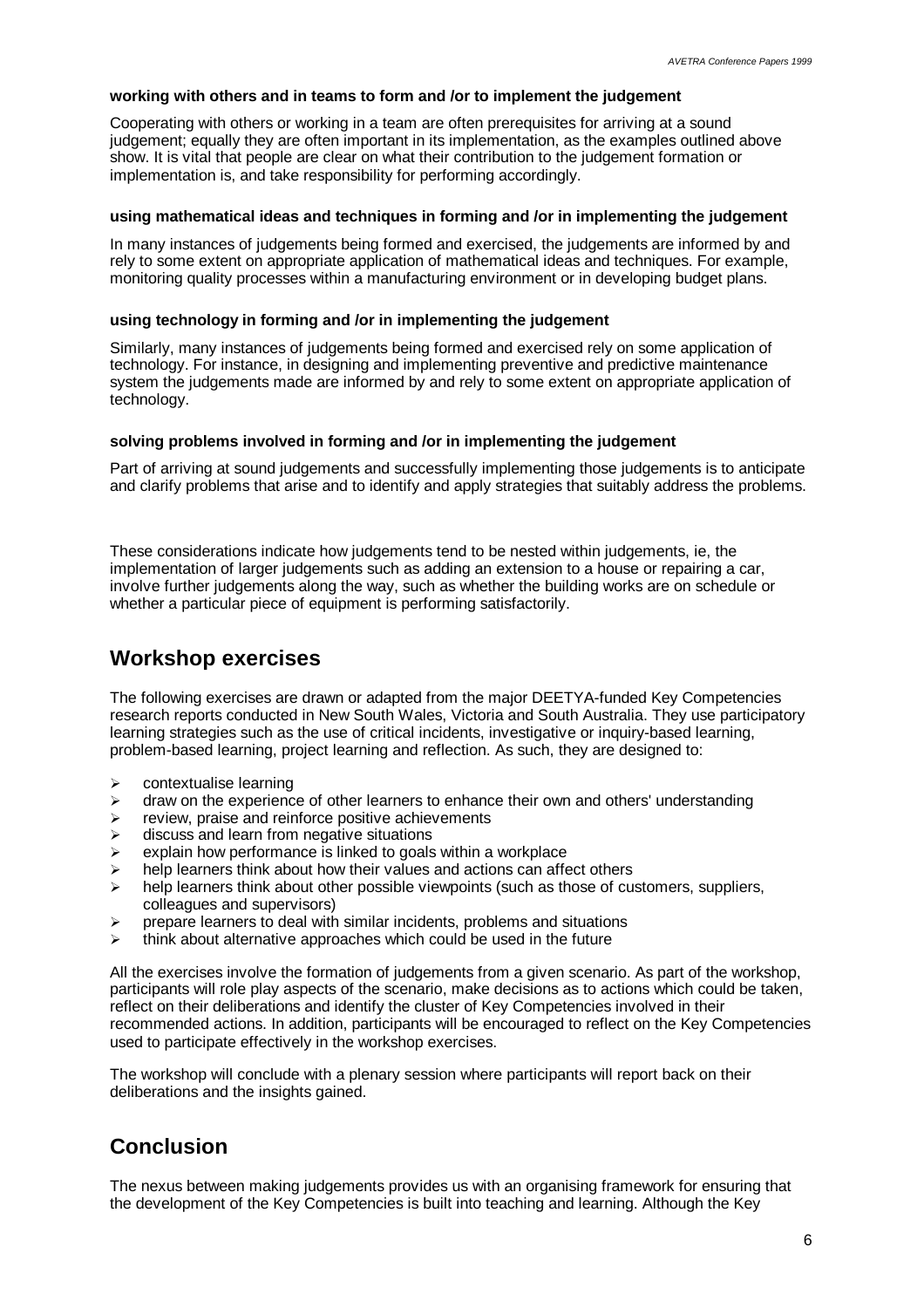**working with others and in teams to form and /or to implement the judgement**

Cooperating with others or working in a team are often prerequisites for arriving at a sound judgement; equally they are often important in its implementation, as the examples outlined above show. It is vital that people are clear on what their contribution to the judgement formation or implementation is, and take responsibility for performing accordingly.

**using mathematical ideas and techniques in forming and /or in implementing the judgement**

In many instances of judgements being formed and exercised, the judgements are informed by and rely to some extent on appropriate application of mathematical ideas and techniques. For example, monitoring quality processes within a manufacturing environment or in developing budget plans.

**using technology in forming and /or in implementing the judgement**

Similarly, many instances of judgements being formed and exercised rely on some application of technology. For instance, in designing and implementing preventive and predictive maintenance system the judgements made are informed by and rely to some extent on appropriate application of technology.

**solving problems involved in forming and /or in implementing the judgement**

Part of arriving at sound judgements and successfully implementing those judgements is to anticipate and clarify problems that arise and to identify and apply strategies that suitably address the problems.

These considerations indicate how judgements tend to be nested within judgements, ie, the implementation of larger judgements such as adding an extension to a house or repairing a car, involve further judgements along the way, such as whether the building works are on schedule or whether a particular piece of equipment is performing satisfactorily.

## Workshop exercises

The following exercises are drawn or adapted from the major DEETYA-funded Key Competencies research reports conducted in New South Wales, Victoria and South Australia. They use participatory learning strategies such as the use of critical incidents, investigative or inquiry-based learning, problem-based learning, project learning and reflection. As such, they are designed to:

- contextualise learning
- draw on the experience of other learners to enhance their own and others' understanding
- review, praise and reinforce positive achievements
- discuss and learn from negative situations
- explain how performance is linked to goals within a workplace
- help learners think about how their values and actions can affect others
- help learners think about other possible viewpoints (such as those of customers, suppliers, colleagues and supervisors)
- prepare learners to deal with similar incidents, problems and situations
- think about alternative approaches which could be used in the future

All the exercises involve the formation of judgements from a given scenario. As part of the workshop, participants will role play aspects of the scenario, make decisions as to actions which could be taken, reflect on their deliberations and identify the cluster of Key Competencies involved in their recommended actions. In addition, participants will be encouraged to reflect on the Key Competencies used to participate effectively in the workshop exercises.

The workshop will conclude with a plenary session where participants will report back on their deliberations and the insights gained.

## Conclusion

The nexus between making judgements provides us with an organising framework for ensuring that the development of the Key Competencies is built into teaching and learning. Although the Key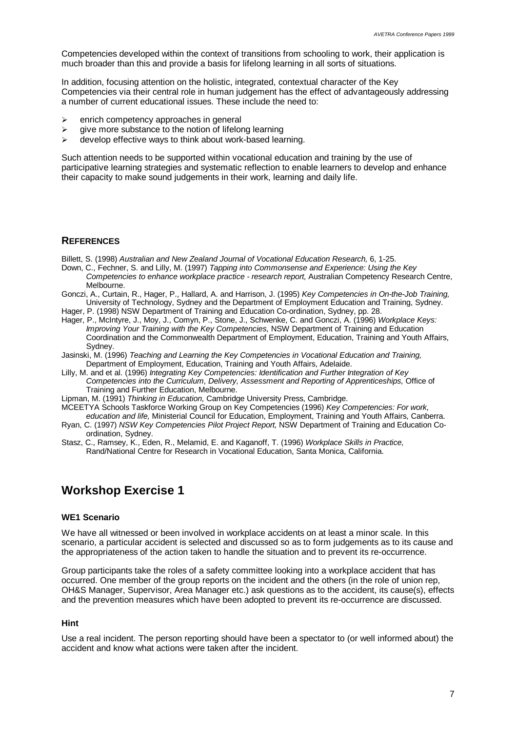Competencies developed within the context of transitions from schooling to work, their application is much broader than this and provide a basis for lifelong learning in all sorts of situations.

In addition, focusing attention on the holistic, integrated, contextual character of the Key Competencies via their central role in human judgement has the effect of advantageously addressing a number of current educational issues. These include the need to:

- enrich competency approaches in general
- give more substance to the notion of lifelong learning
- develop effective ways to think about work-based learning.

Such attention needs to be supported within vocational education and training by the use of participative learning strategies and systematic reflection to enable learners to develop and enhance their capacity to make sound judgements in their work, learning and daily life.

## REFERENCES

Billett, S. (1998) *Australian and New Zealand Journal of Vocational Education Research,* 6, 1-25.

Down, C., Fechner, S. and Lilly, M. (1997) *Tapping into Commonsense and Experience: Using the Key Competencies to enhance workplace practice - research report,* Australian Competency Research Centre, Melbourne.

Gonczi, A., Curtain, R., Hager, P., Hallard, A. and Harrison, J. (1995) *Key Competencies in On-the-Job Training,* University of Technology, Sydney and the Department of Employment Education and Training, Sydney.

Hager, P. (1998) NSW Department of Training and Education Co-ordination, Sydney, pp. 28.

Hager, P., McIntyre, J., Moy, J., Comyn, P., Stone, J., Schwenke, C. and Gonczi, A. (1996) *Workplace Keys: Improving Your Training with the Key Competencies,* NSW Department of Training and Education Coordination and the Commonwealth Department of Employment, Education, Training and Youth Affairs, Sydney.

Jasinski, M. (1996) *Teaching and Learning the Key Competencies in Vocational Education and Training,* Department of Employment, Education, Training and Youth Affairs, Adelaide.

Lilly, M. and et al. (1996) *Integrating Key Competencies: Identification and Further Integration of Key Competencies into the Curriculum, Delivery, Assessment and Reporting of Apprenticeships,* Office of Training and Further Education, Melbourne.

Lipman, M. (1991) *Thinking in Education,* Cambridge University Press, Cambridge.

MCEETYA Schools Taskforce Working Group on Key Competencies (1996) *Key Competencies: For work, education and life,* Ministerial Council for Education, Employment, Training and Youth Affairs, Canberra.

Ryan, C. (1997) *NSW Key Competencies Pilot Project Report,* NSW Department of Training and Education Co-ordination, Sydney.

Stasz, C., Ramsey, K., Eden, R., Melamid, E. and Kaganoff, T. (1996) *Workplace Skills in Practice,* Rand/National Centre for Research in Vocational Education, Santa Monica, California.

# Workshop Exercise 1

### WE1 Scenario

We have all witnessed or been involved in workplace accidents on at least a minor scale. In this scenario, a particular accident is selected and discussed so as to form judgements as to its cause and the appropriateness of the action taken to handle the situation and to prevent its re-occurrence.

Group participants take the roles of a safety committee looking into a workplace accident that has occurred. One member of the group reports on the incident and the others (in the role of union rep, OH&S Manager, Supervisor, Area Manager etc.) ask questions as to the accident, its cause(s), effects and the prevention measures which have been adopted to prevent its re-occurrence are discussed.

### Hint

Use a real incident. The person reporting should have been a spectator to (or well informed about) the accident and know what actions were taken after the incident.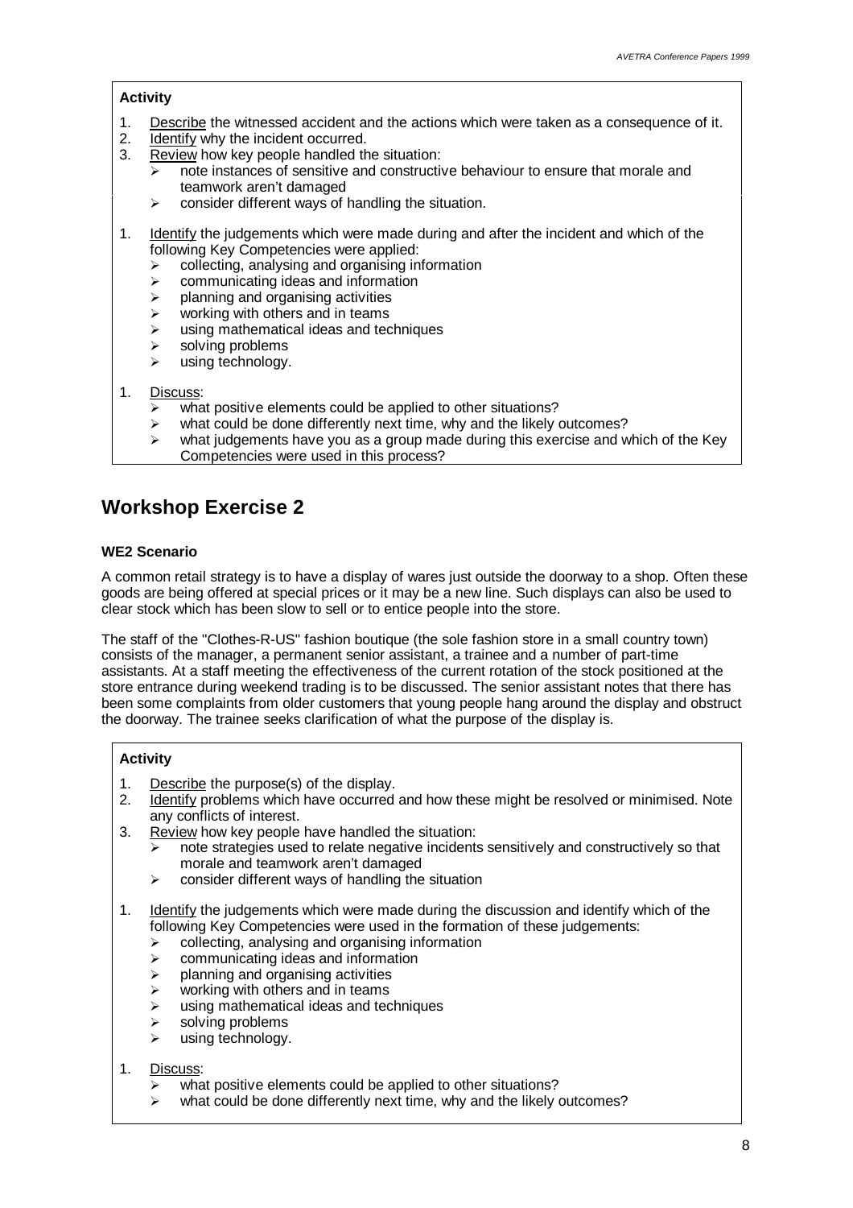**Activity**

1. Describe the witnessed accident and the actions which were taken as a consequence of it.
2. Identify why the incident occurred.
3. Review how key people handled the situation:
   - note instances of sensitive and constructive behaviour to ensure that morale and teamwork aren't damaged
   - consider different ways of handling the situation.

1. Identify the judgements which were made during and after the incident and which of the following Key Competencies were applied:
   - collecting, analysing and organising information
   - communicating ideas and information
   - planning and organising activities
   - working with others and in teams
   - using mathematical ideas and techniques
   - solving problems
   - using technology.

1. Discuss:
   - what positive elements could be applied to other situations?
   - what could be done differently next time, why and the likely outcomes?
   - what judgements have you as a group made during this exercise and which of the Key Competencies were used in this process?

## Workshop Exercise 2

**WE2 Scenario**

A common retail strategy is to have a display of wares just outside the doorway to a shop. Often these goods are being offered at special prices or it may be a new line. Such displays can also be used to clear stock which has been slow to sell or to entice people into the store.

The staff of the "Clothes-R-US" fashion boutique (the sole fashion store in a small country town) consists of the manager, a permanent senior assistant, a trainee and a number of part-time assistants. At a staff meeting the effectiveness of the current rotation of the stock positioned at the store entrance during weekend trading is to be discussed. The senior assistant notes that there has been some complaints from older customers that young people hang around the display and obstruct the doorway. The trainee seeks clarification of what the purpose of the display is.

**Activity**

1. Describe the purpose(s) of the display.
2. Identify problems which have occurred and how these might be resolved or minimised. Note any conflicts of interest.
3. Review how key people have handled the situation:
   - note strategies used to relate negative incidents sensitively and constructively so that morale and teamwork aren't damaged
   - consider different ways of handling the situation

1. Identify the judgements which were made during the discussion and identify which of the following Key Competencies were used in the formation of these judgements:
   - collecting, analysing and organising information
   - communicating ideas and information
   - planning and organising activities
   - working with others and in teams
   - using mathematical ideas and techniques
   - solving problems
   - using technology.

1. Discuss:
   - what positive elements could be applied to other situations?
   - what could be done differently next time, why and the likely outcomes?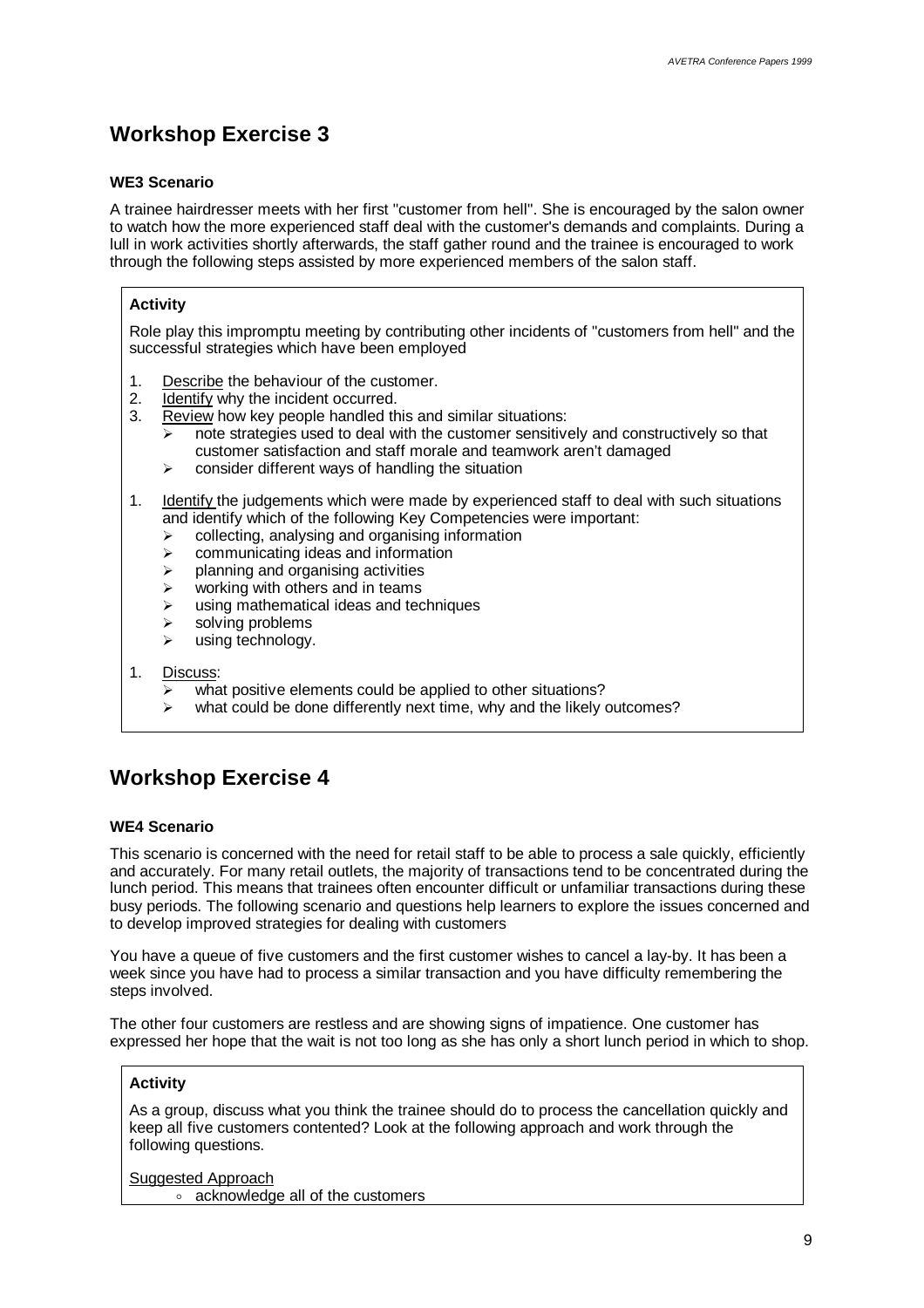## Workshop Exercise 3

#### WE3 Scenario

A trainee hairdresser meets with her first "customer from hell". She is encouraged by the salon owner to watch how the more experienced staff deal with the customer's demands and complaints. During a lull in work activities shortly afterwards, the staff gather round and the trainee is encouraged to work through the following steps assisted by more experienced members of the salon staff.

> **Activity**
>
> Role play this impromptu meeting by contributing other incidents of "customers from hell" and the successful strategies which have been employed
>
> 1. Describe the behaviour of the customer.
> 2. Identify why the incident occurred.
> 3. Review how key people handled this and similar situations:
>    - note strategies used to deal with the customer sensitively and constructively so that customer satisfaction and staff morale and teamwork aren't damaged
>    - consider different ways of handling the situation
>
> 1. Identify the judgements which were made by experienced staff to deal with such situations and identify which of the following Key Competencies were important:
>    - collecting, analysing and organising information
>    - communicating ideas and information
>    - planning and organising activities
>    - working with others and in teams
>    - using mathematical ideas and techniques
>    - solving problems
>    - using technology.
>
> 1. Discuss:
>    - what positive elements could be applied to other situations?
>    - what could be done differently next time, why and the likely outcomes?

## Workshop Exercise 4

#### WE4 Scenario

This scenario is concerned with the need for retail staff to be able to process a sale quickly, efficiently and accurately. For many retail outlets, the majority of transactions tend to be concentrated during the lunch period. This means that trainees often encounter difficult or unfamiliar transactions during these busy periods. The following scenario and questions help learners to explore the issues concerned and to develop improved strategies for dealing with customers

You have a queue of five customers and the first customer wishes to cancel a lay-by. It has been a week since you have had to process a similar transaction and you have difficulty remembering the steps involved.

The other four customers are restless and are showing signs of impatience. One customer has expressed her hope that the wait is not too long as she has only a short lunch period in which to shop.

> **Activity**
>
> As a group, discuss what you think the trainee should do to process the cancellation quickly and keep all five customers contented? Look at the following approach and work through the following questions.
>
> Suggested Approach
>
> - acknowledge all of the customers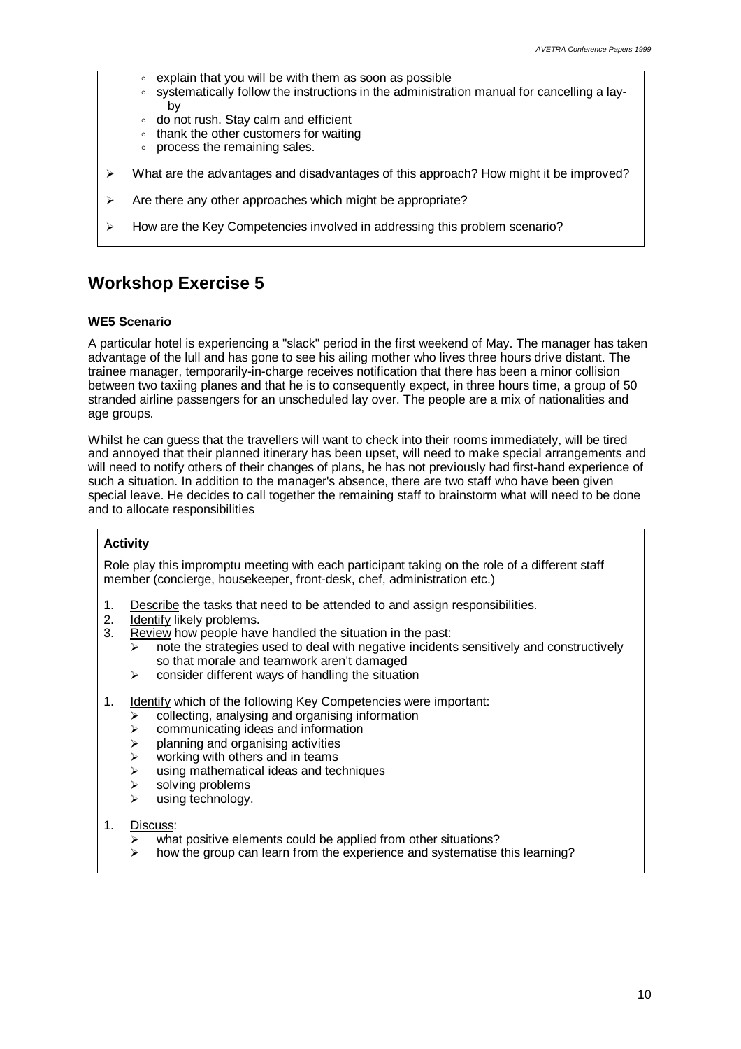- explain that you will be with them as soon as possible
- systematically follow the instructions in the administration manual for cancelling a lay-by
- do not rush. Stay calm and efficient
- thank the other customers for waiting
- process the remaining sales.

- What are the advantages and disadvantages of this approach? How might it be improved?
- Are there any other approaches which might be appropriate?
- How are the Key Competencies involved in addressing this problem scenario?

## Workshop Exercise 5

### WE5 Scenario

A particular hotel is experiencing a "slack" period in the first weekend of May. The manager has taken advantage of the lull and has gone to see his ailing mother who lives three hours drive distant. The trainee manager, temporarily-in-charge receives notification that there has been a minor collision between two taxiing planes and that he is to consequently expect, in three hours time, a group of 50 stranded airline passengers for an unscheduled lay over. The people are a mix of nationalities and age groups.

Whilst he can guess that the travellers will want to check into their rooms immediately, will be tired and annoyed that their planned itinerary has been upset, will need to make special arrangements and will need to notify others of their changes of plans, he has not previously had first-hand experience of such a situation. In addition to the manager's absence, there are two staff who have been given special leave. He decides to call together the remaining staff to brainstorm what will need to be done and to allocate responsibilities

**Activity**

Role play this impromptu meeting with each participant taking on the role of a different staff member (concierge, housekeeper, front-desk, chef, administration etc.)

1. Describe the tasks that need to be attended to and assign responsibilities.
2. Identify likely problems.
3. Review how people have handled the situation in the past:
   - note the strategies used to deal with negative incidents sensitively and constructively so that morale and teamwork aren't damaged
   - consider different ways of handling the situation

1. Identify which of the following Key Competencies were important:
   - collecting, analysing and organising information
   - communicating ideas and information
   - planning and organising activities
   - working with others and in teams
   - using mathematical ideas and techniques
   - solving problems
   - using technology.

1. Discuss:
   - what positive elements could be applied from other situations?
   - how the group can learn from the experience and systematise this learning?